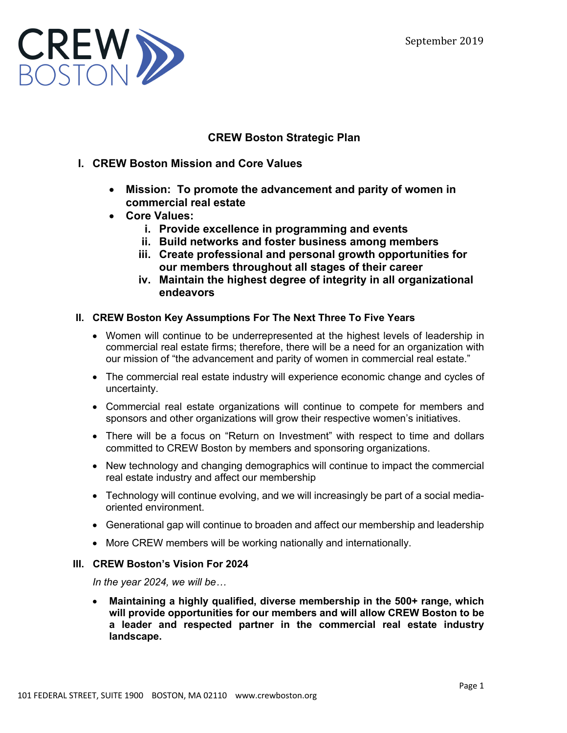September 2019

# CREW Boston Strategic Plan

## I. CREW Boston Mission and Core Values

- **Mission: To promote the advancement and parity of women in commercial real estate**
- **Core Values:**
  - **i. Provide excellence in programming and events**
  - **ii. Build networks and foster business among members**
  - **iii. Create professional and personal growth opportunities for our members throughout all stages of their career**
  - **iv. Maintain the highest degree of integrity in all organizational endeavors**

## II. CREW Boston Key Assumptions For The Next Three To Five Years

- Women will continue to be underrepresented at the highest levels of leadership in commercial real estate firms; therefore, there will be a need for an organization with our mission of "the advancement and parity of women in commercial real estate."
- The commercial real estate industry will experience economic change and cycles of uncertainty.
- Commercial real estate organizations will continue to compete for members and sponsors and other organizations will grow their respective women's initiatives.
- There will be a focus on "Return on Investment" with respect to time and dollars committed to CREW Boston by members and sponsoring organizations.
- New technology and changing demographics will continue to impact the commercial real estate industry and affect our membership
- Technology will continue evolving, and we will increasingly be part of a social media-oriented environment.
- Generational gap will continue to broaden and affect our membership and leadership
- More CREW members will be working nationally and internationally.

## III. CREW Boston's Vision For 2024

*In the year 2024, we will be…*

- **Maintaining a highly qualified, diverse membership in the 500+ range, which will provide opportunities for our members and will allow CREW Boston to be a leader and respected partner in the commercial real estate industry landscape.**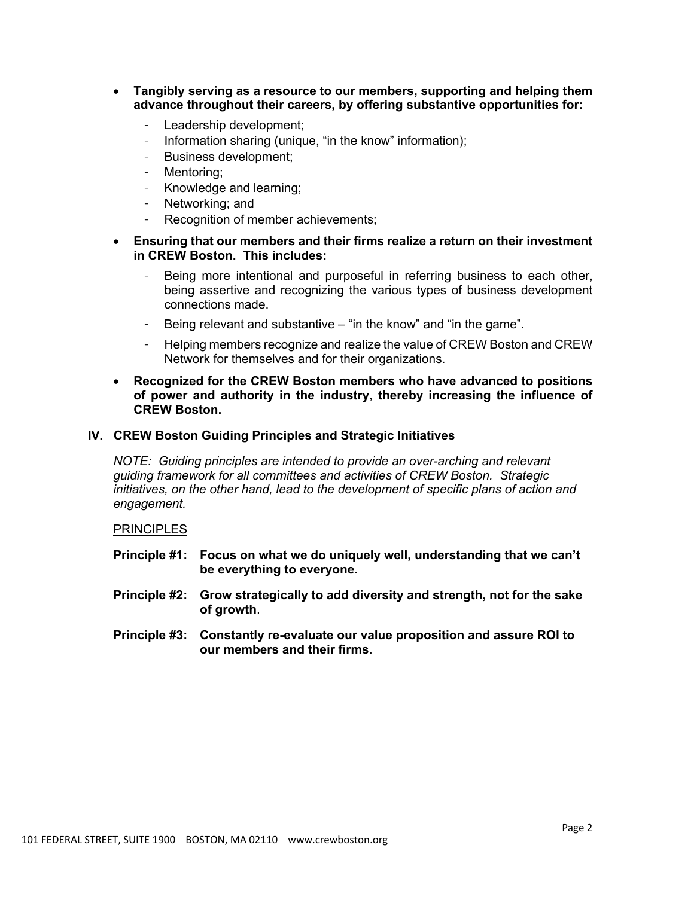- **Tangibly serving as a resource to our members, supporting and helping them advance throughout their careers, by offering substantive opportunities for:**
  - Leadership development;
  - Information sharing (unique, "in the know" information);
  - Business development;
  - Mentoring;
  - Knowledge and learning;
  - Networking; and
  - Recognition of member achievements;

- **Ensuring that our members and their firms realize a return on their investment in CREW Boston. This includes:**
  - Being more intentional and purposeful in referring business to each other, being assertive and recognizing the various types of business development connections made.
  - Being relevant and substantive – "in the know" and "in the game".
  - Helping members recognize and realize the value of CREW Boston and CREW Network for themselves and for their organizations.

- **Recognized for the CREW Boston members who have advanced to positions of power and authority in the industry**, **thereby increasing the influence of CREW Boston.**

## IV. CREW Boston Guiding Principles and Strategic Initiatives

*NOTE: Guiding principles are intended to provide an over-arching and relevant guiding framework for all committees and activities of CREW Boston. Strategic initiatives, on the other hand, lead to the development of specific plans of action and engagement.*

<u>PRINCIPLES</u>

**Principle #1: Focus on what we do uniquely well, understanding that we can't be everything to everyone.**

**Principle #2: Grow strategically to add diversity and strength, not for the sake of growth**.

**Principle #3: Constantly re-evaluate our value proposition and assure ROI to our members and their firms.**

101 FEDERAL STREET, SUITE 1900 BOSTON, MA 02110 www.crewboston.org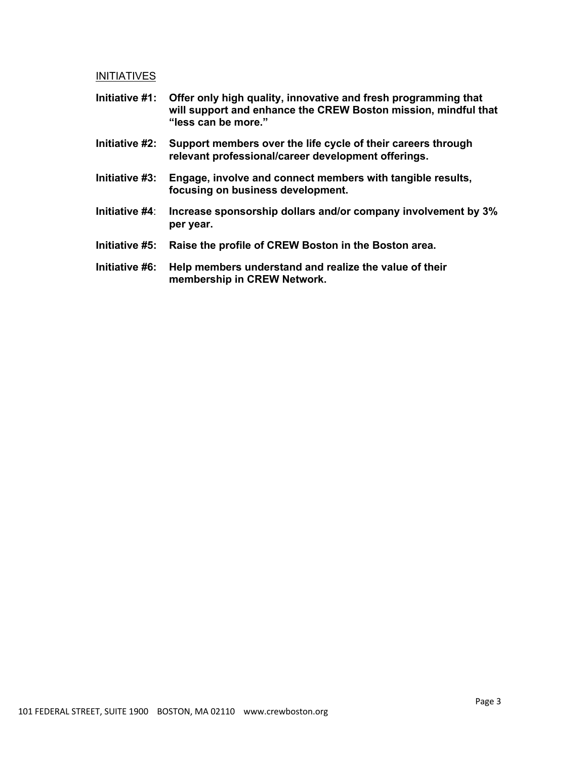<u>INITIATIVES</u>

**Initiative #1:** **Offer only high quality, innovative and fresh programming that will support and enhance the CREW Boston mission, mindful that "less can be more."**

**Initiative #2:** **Support members over the life cycle of their careers through relevant professional/career development offerings.**

**Initiative #3:** **Engage, involve and connect members with tangible results, focusing on business development.**

**Initiative #4**: **Increase sponsorship dollars and/or company involvement by 3% per year.**

**Initiative #5:** **Raise the profile of CREW Boston in the Boston area.**

**Initiative #6:** **Help members understand and realize the value of their membership in CREW Network.**